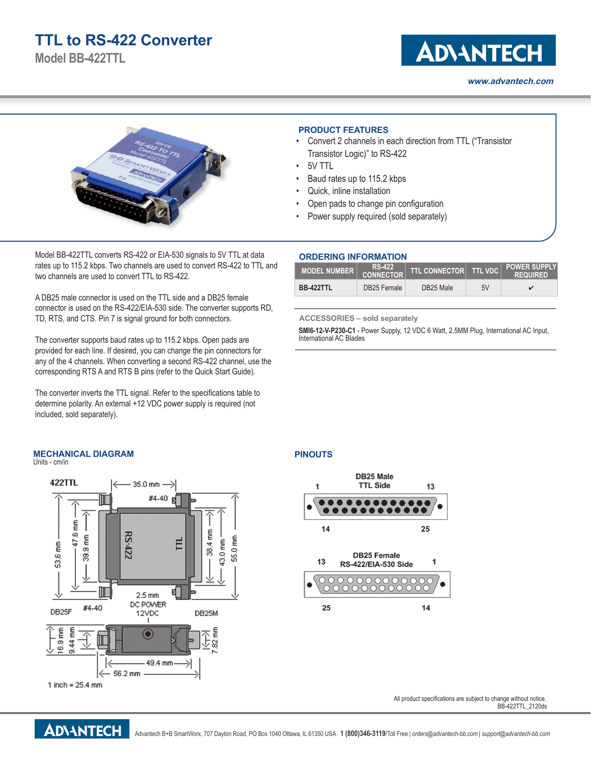# TTL to RS-422 Converter

## Model BB-422TTL

www.advantech.com

## PRODUCT FEATURES

- Convert 2 channels in each direction from TTL ("Transistor Transistor Logic)" to RS-422
- 5V TTL
- Baud rates up to 115.2 kbps
- Quick, inline installation
- Open pads to change pin configuration
- Power supply required (sold separately)

Model BB-422TTL converts RS-422 or EIA-530 signals to 5V TTL at data rates up to 115.2 kbps. Two channels are used to convert RS-422 to TTL and two channels are used to convert TTL to RS-422.

A DB25 male connector is used on the TTL side and a DB25 female connector is used on the RS-422/EIA-530 side. The converter supports RD, TD, RTS, and CTS. Pin 7 is signal ground for both connectors.

The converter supports baud rates up to 115.2 kbps. Open pads are provided for each line. If desired, you can change the pin connectors for any of the 4 channels. When converting a second RS-422 channel, use the corresponding RTS A and RTS B pins (refer to the Quick Start Guide).

The converter inverts the TTL signal. Refer to the specifications table to determine polarity. An external +12 VDC power supply is required (not included, sold separately).

## ORDERING INFORMATION

| MODEL NUMBER | RS-422 CONNECTOR | TTL CONNECTOR | TTL VDC | POWER SUPPLY REQUIRED |
|---|---|---|---|---|
| BB-422TTL | DB25 Female | DB25 Male | 5V | ✔ |

### ACCESSORIES – sold separately

**SMI6-12-V-P230-C1** - Power Supply, 12 VDC 6 Watt, 2.5MM Plug, International AC Input, International AC Blades

## MECHANICAL DIAGRAM

Units - cm/in

422TTL
35.0 mm
#4-40
RS-422
TTL
53.6 mm
47.6 mm
39.9 mm
38.4 mm
43.0 mm
55.0 mm
2.5 mm
DC POWER
12VDC
DB25F
#4-40
DB25M
16.9 mm
9.44 mm
7.82 mm
49.4 mm
56.2 mm
1 inch = 25.4 mm

## PINOUTS

DB25 Male
TTL Side
1
13
14
25

DB25 Female
RS-422/EIA-530 Side
13
1
25
14

All product specifications are subject to change without notice.
BB-422TTL_2120ds

Advantech B+B SmartWorx, 707 Dayton Road, PO Box 1040 Ottawa, IL 61350 USA **1 (800)346-3119**/Toll Free | *orders@advantech-bb.com* | *support@advantech-bb.com*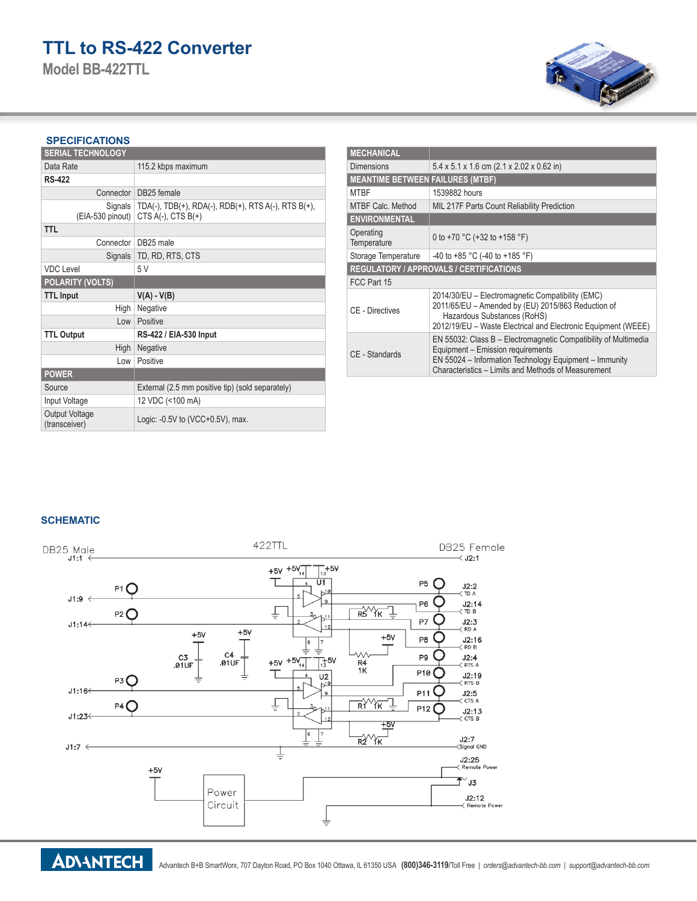# TTL to RS-422 Converter

## Model BB-422TTL

### SPECIFICATIONS

| SERIAL TECHNOLOGY | |
|---|---|
| Data Rate | 115.2 kbps maximum |
| **RS-422** | |
| Connector | DB25 female |
| Signals (EIA-530 pinout) | TDA(-), TDB(+), RDA(-), RDB(+), RTS A(-), RTS B(+), CTS A(-), CTS B(+) |
| **TTL** | |
| Connector | DB25 male |
| Signals | TD, RD, RTS, CTS |
| VDC Level | 5 V |
| **POLARITY (VOLTS)** | |
| **TTL Input** | **V(A) - V(B)** |
| High | Negative |
| Low | Positive |
| **TTL Output** | **RS-422 / EIA-530 Input** |
| High | Negative |
| Low | Positive |
| **POWER** | |
| Source | External (2.5 mm positive tip) (sold separately) |
| Input Voltage | 12 VDC (<100 mA) |
| Output Voltage (transceiver) | Logic: -0.5V to (VCC+0.5V), max. |

| MECHANICAL | |
|---|---|
| Dimensions | 5.4 x 5.1 x 1.6 cm (2.1 x 2.02 x 0.62 in) |
| **MEANTIME BETWEEN FAILURES (MTBF)** | |
| MTBF | 1539882 hours |
| MTBF Calc. Method | MIL 217F Parts Count Reliability Prediction |
| **ENVIRONMENTAL** | |
| Operating Temperature | 0 to +70 °C (+32 to +158 °F) |
| Storage Temperature | -40 to +85 °C (-40 to +185 °F) |
| **REGULATORY / APPROVALS / CERTIFICATIONS** | |
| FCC Part 15 | |
| CE - Directives | 2014/30/EU – Electromagnetic Compatibility (EMC)<br>2011/65/EU – Amended by (EU) 2015/863 Reduction of Hazardous Substances (RoHS)<br>2012/19/EU – Waste Electrical and Electronic Equipment (WEEE) |
| CE - Standards | EN 55032: Class B – Electromagnetic Compatibility of Multimedia Equipment – Emission requirements<br>EN 55024 – Information Technology Equipment – Immunity Characteristics – Limits and Methods of Measurement |

### SCHEMATIC

DB25 Male
422TTL
DB25 Female
J1:1
J2:1
J1:9
J1:14
J1:16
J1:23
J1:7
P1
P2
P3
P4
U1
U2
C3 .01UF
C4 .01UF
+5V
R5 1K
R4 1K
R1 1K
R2 1K
P5 J2:2 TD A
P6 J2:14 TD B
P7 J2:3 RD A
P8 J2:16 RD B
P9 J2:4 RTS A
P10 J2:19 RTS B
P11 J2:5 CTS A
P12 J2:13 CTS B
J2:7 Signal GND
J2:25 Remote Power
J3
J2:12 Remote Power
Power Circuit

Advantech B+B SmartWorx, 707 Dayton Road, PO Box 1040 Ottawa, IL 61350 USA **(800)346-3119**/Toll Free | *orders@advantech-bb.com* | *support@advantech-bb.com*